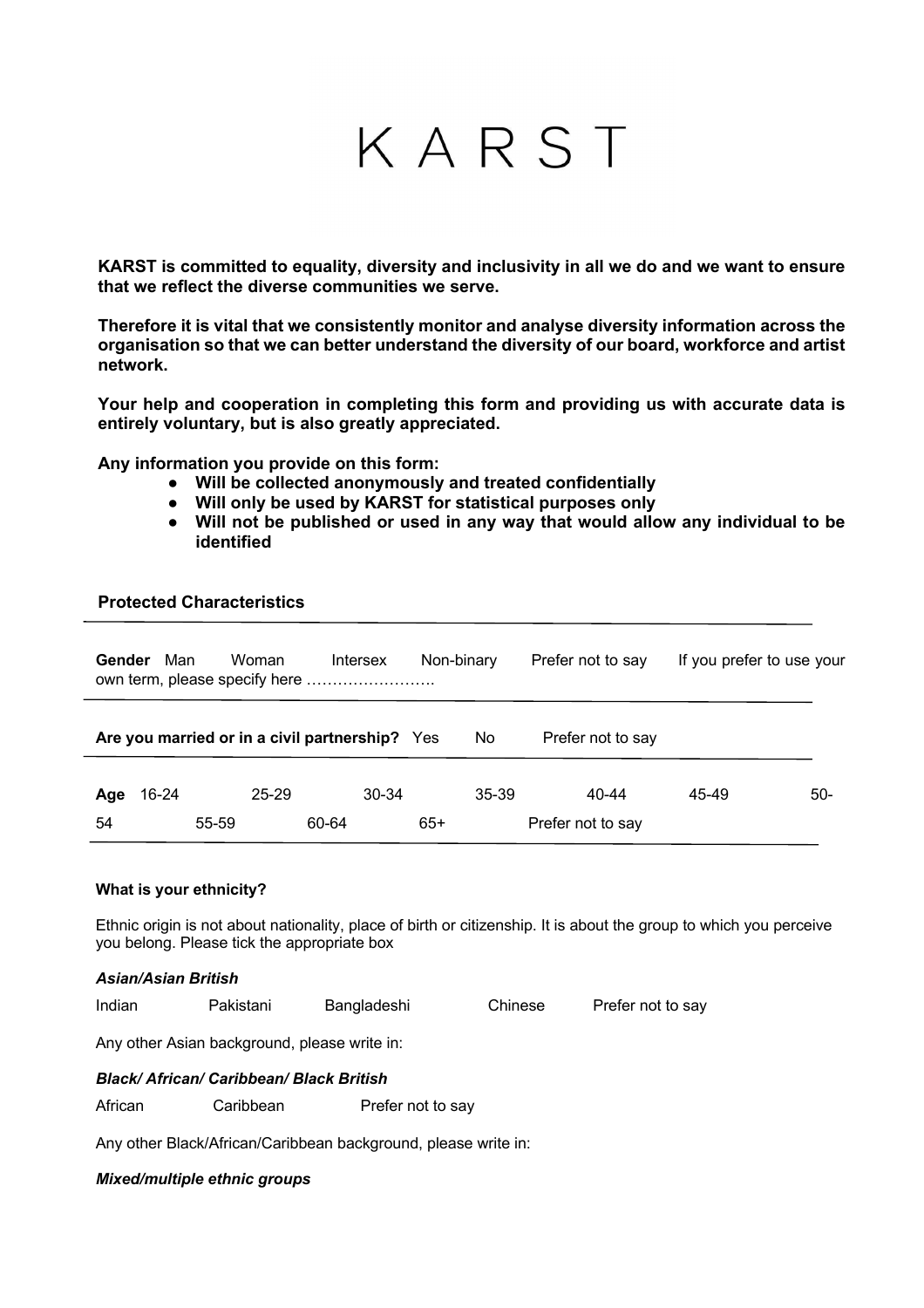# KARST

**KARST is committed to equality, diversity and inclusivity in all we do and we want to ensure that we reflect the diverse communities we serve.**

**Therefore it is vital that we consistently monitor and analyse diversity information across the organisation so that we can better understand the diversity of our board, workforce and artist network.**

**Your help and cooperation in completing this form and providing us with accurate data is entirely voluntary, but is also greatly appreciated.**

**Any information you provide on this form:**

- **Will be collected anonymously and treated confidentially**
- **Will only be used by KARST for statistical purposes only**
- **Will not be published or used in any way that would allow any individual to be identified**

## Protected Characteristics

**Gender** Man Woman Intersex Non-binary Prefer not to say If you prefer to use your own term, please specify here …………………….

**Are you married or in a civil partnership?** Yes No Prefer not to say

**Age** 16-24 25-29 30-34 35-39 40-44 45-49 50-54 55-59 60-64 65+ Prefer not to say

### What is your ethnicity?

Ethnic origin is not about nationality, place of birth or citizenship. It is about the group to which you perceive you belong. Please tick the appropriate box

***Asian/Asian British***

Indian Pakistani Bangladeshi Chinese Prefer not to say

Any other Asian background, please write in:

***Black/ African/ Caribbean/ Black British***

African Caribbean Prefer not to say

Any other Black/African/Caribbean background, please write in:

***Mixed/multiple ethnic groups***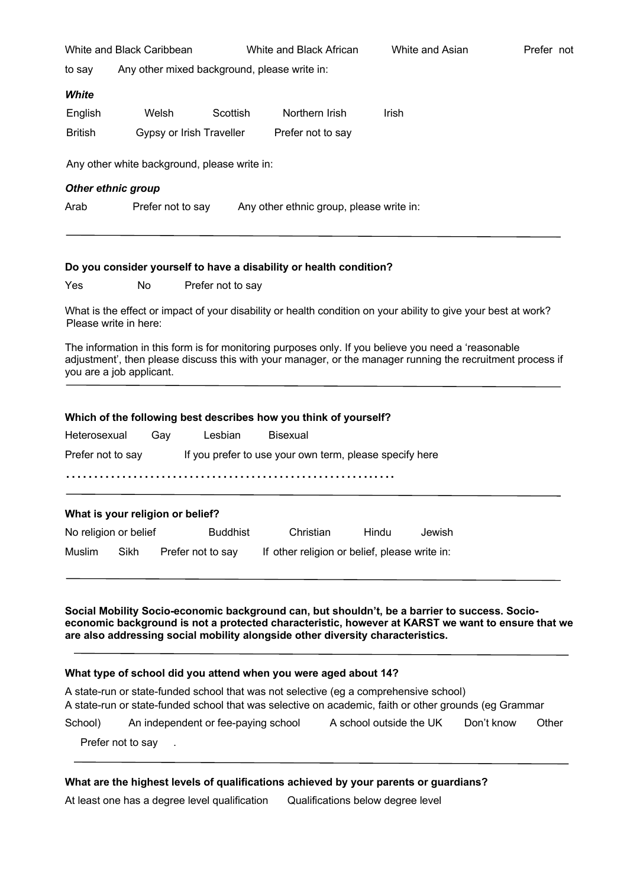White and Black Caribbean    White and Black African    White and Asian    Prefer not to say    Any other mixed background, please write in:

***White***

English    Welsh    Scottish    Northern Irish    Irish

British    Gypsy or Irish Traveller    Prefer not to say

Any other white background, please write in:

***Other ethnic group***

Arab    Prefer not to say    Any other ethnic group, please write in:

---

**Do you consider yourself to have a disability or health condition?**

Yes    No    Prefer not to say

What is the effect or impact of your disability or health condition on your ability to give your best at work? Please write in here:

The information in this form is for monitoring purposes only. If you believe you need a 'reasonable adjustment', then please discuss this with your manager, or the manager running the recruitment process if you are a job applicant.

---

**Which of the following best describes how you think of yourself?**

Heterosexual    Gay    Lesbian    Bisexual

Prefer not to say    If you prefer to use your own term, please specify here

.........................................................

---

**What is your religion or belief?**

No religion or belief    Buddhist    Christian    Hindu    Jewish

Muslim    Sikh    Prefer not to say    If other religion or belief, please write in:

---

**Social Mobility Socio-economic background can, but shouldn't, be a barrier to success. Socio-economic background is not a protected characteristic, however at KARST we want to ensure that we are also addressing social mobility alongside other diversity characteristics.**

---

**What type of school did you attend when you were aged about 14?**

A state-run or state-funded school that was not selective (eg a comprehensive school)
A state-run or state-funded school that was selective on academic, faith or other grounds (eg Grammar School)    An independent or fee-paying school    A school outside the UK    Don't know    Other

Prefer not to say .

---

**What are the highest levels of qualifications achieved by your parents or guardians?**

At least one has a degree level qualification    Qualifications below degree level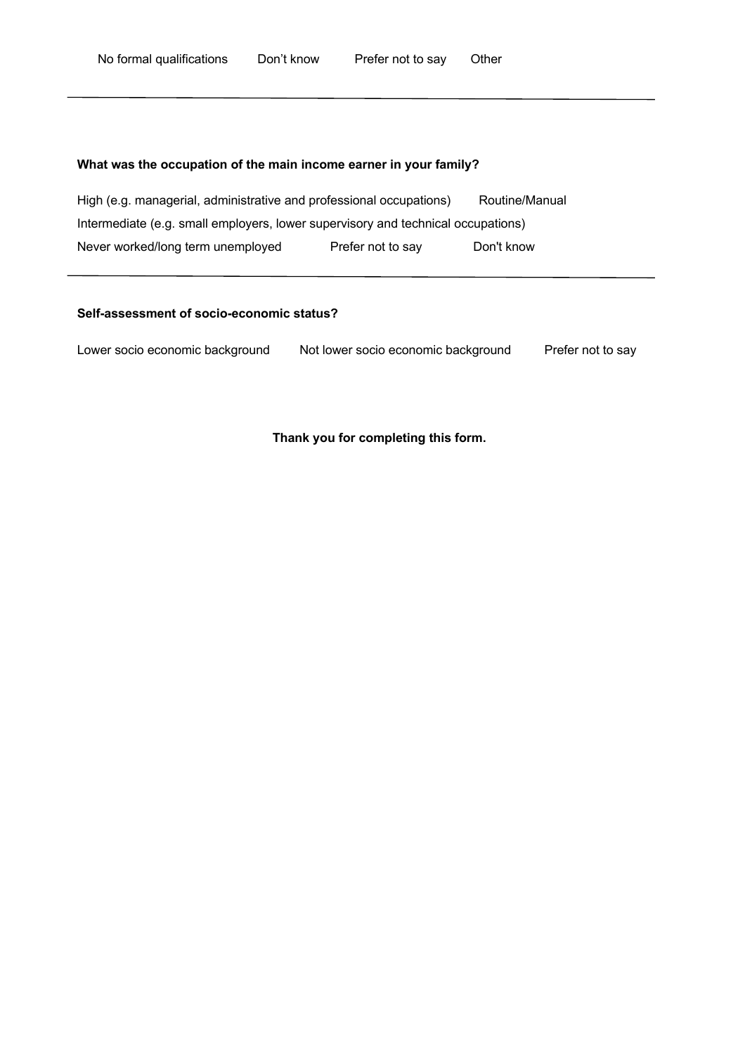No formal qualifications Don't know Prefer not to say Other

---

**What was the occupation of the main income earner in your family?**

High (e.g. managerial, administrative and professional occupations) Routine/Manual

Intermediate (e.g. small employers, lower supervisory and technical occupations)

Never worked/long term unemployed Prefer not to say Don't know

---

**Self-assessment of socio-economic status?**

Lower socio economic background Not lower socio economic background Prefer not to say

**Thank you for completing this form.**